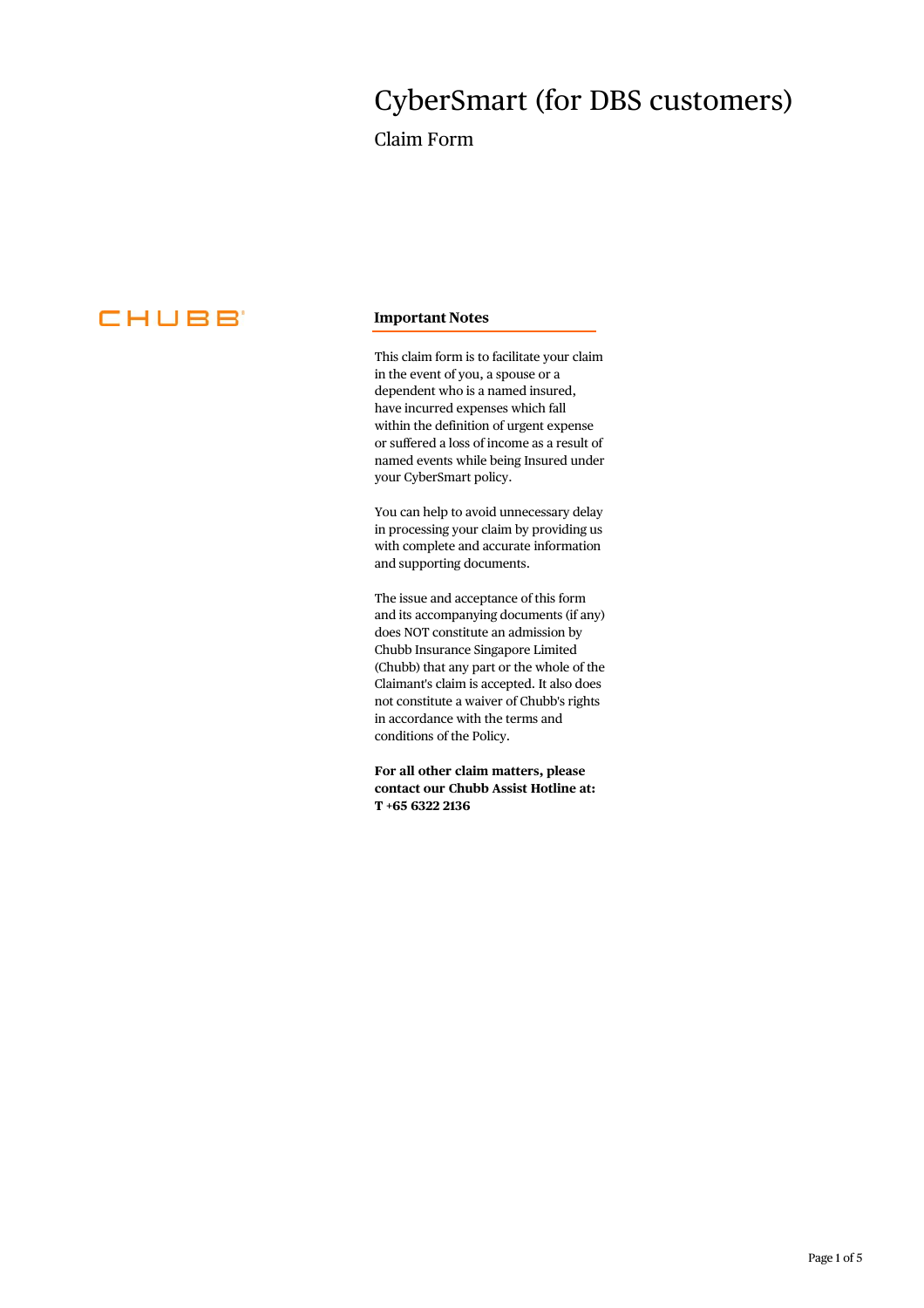# CyberSmart (for DBS customers)

Claim Form

CHUBB

## Important Notes

This claim form is to facilitate your claim in the event of you, a spouse or a dependent who is a named insured, have incurred expenses which fall within the definition of urgent expense or suffered a loss of income as a result of named events while being Insured under your CyberSmart policy.

You can help to avoid unnecessary delay in processing your claim by providing us with complete and accurate information and supporting documents.

The issue and acceptance of this form and its accompanying documents (if any) does NOT constitute an admission by Chubb Insurance Singapore Limited (Chubb) that any part or the whole of the Claimant's claim is accepted. It also does not constitute a waiver of Chubb's rights in accordance with the terms and conditions of the Policy.

**For all other claim matters, please contact our Chubb Assist Hotline at: T +65 6322 2136**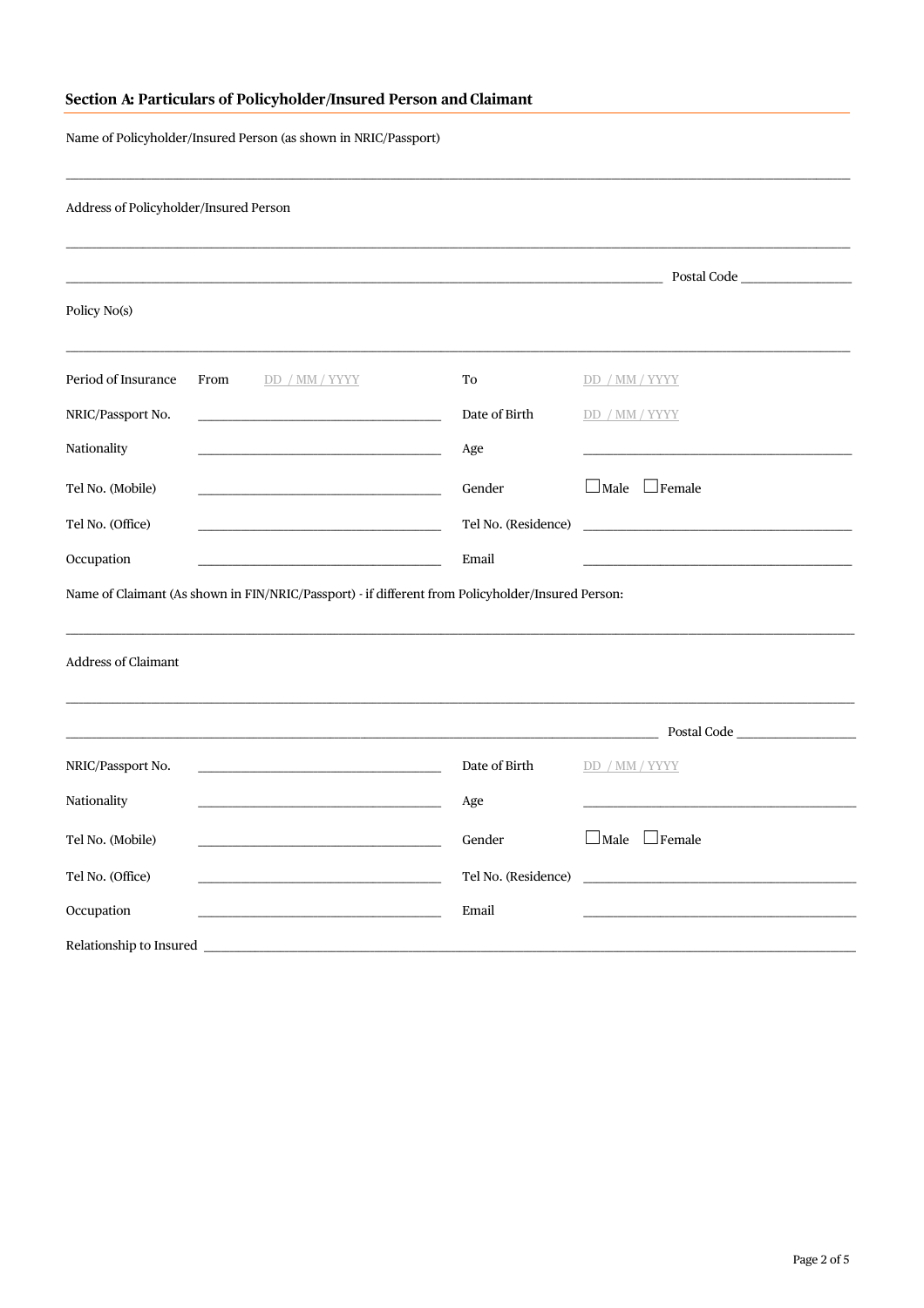## Section A: Particulars of Policyholder/Insured Person and Claimant

Name of Policyholder/Insured Person (as shown in NRIC/Passport)

\_\_\_\_\_\_\_\_\_\_\_\_\_\_\_\_\_\_\_\_\_\_\_\_\_\_\_\_\_\_\_\_\_\_\_\_\_\_\_\_

Address of Policyholder/Insured Person

\_\_\_\_\_\_\_\_\_\_\_\_\_\_\_\_\_\_\_\_\_\_\_\_\_\_\_\_\_\_\_\_\_\_\_\_\_\_\_\_

\_\_\_\_\_\_\_\_\_\_\_\_\_\_\_\_\_\_\_\_\_\_\_\_\_\_\_\_\_\_ Postal Code \_\_\_\_\_\_\_\_\_\_

Policy No(s)

\_\_\_\_\_\_\_\_\_\_\_\_\_\_\_\_\_\_\_\_\_\_\_\_\_\_\_\_\_\_\_\_\_\_\_\_\_\_\_\_

| | | | |
|---|---|---|---|
| Period of Insurance | From DD / MM / YYYY | To | DD / MM / YYYY |
| NRIC/Passport No. | | Date of Birth | DD / MM / YYYY |
| Nationality | | Age | |
| Tel No. (Mobile) | | Gender | ☐ Male ☐ Female |
| Tel No. (Office) | | Tel No. (Residence) | |
| Occupation | | Email | |

Name of Claimant (As shown in FIN/NRIC/Passport) - if different from Policyholder/Insured Person:

\_\_\_\_\_\_\_\_\_\_\_\_\_\_\_\_\_\_\_\_\_\_\_\_\_\_\_\_\_\_\_\_\_\_\_\_\_\_\_\_

Address of Claimant

\_\_\_\_\_\_\_\_\_\_\_\_\_\_\_\_\_\_\_\_\_\_\_\_\_\_\_\_\_\_\_\_\_\_\_\_\_\_\_\_

\_\_\_\_\_\_\_\_\_\_\_\_\_\_\_\_\_\_\_\_\_\_\_\_\_\_\_\_\_\_ Postal Code \_\_\_\_\_\_\_\_\_\_

| | | | |
|---|---|---|---|
| NRIC/Passport No. | | Date of Birth | DD / MM / YYYY |
| Nationality | | Age | |
| Tel No. (Mobile) | | Gender | ☐ Male ☐ Female |
| Tel No. (Office) | | Tel No. (Residence) | |
| Occupation | | Email | |

Relationship to Insured \_\_\_\_\_\_\_\_\_\_\_\_\_\_\_\_\_\_\_\_\_\_\_\_\_\_\_\_\_\_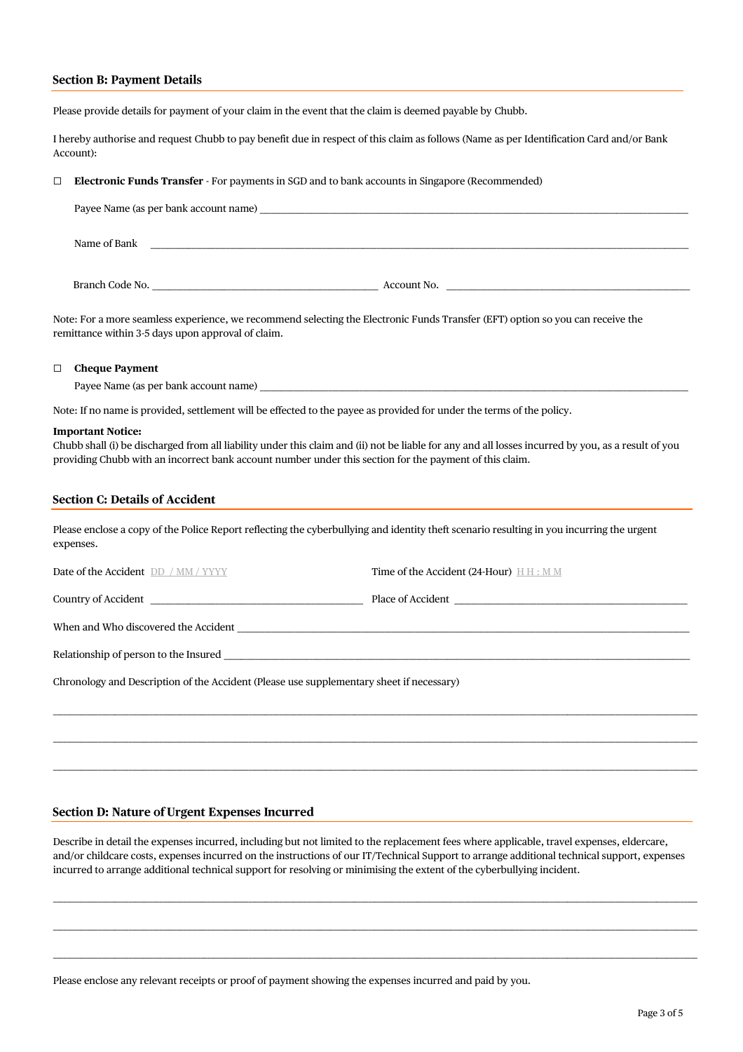## Section B: Payment Details

Please provide details for payment of your claim in the event that the claim is deemed payable by Chubb.

I hereby authorise and request Chubb to pay benefit due in respect of this claim as follows (Name as per Identification Card and/or Bank Account):

☐ **Electronic Funds Transfer** - For payments in SGD and to bank accounts in Singapore (Recommended)

Payee Name (as per bank account name) ______________________________

Name of Bank ______________________________

Branch Code No. ______________________________ Account No. ______________________________

Note: For a more seamless experience, we recommend selecting the Electronic Funds Transfer (EFT) option so you can receive the remittance within 3-5 days upon approval of claim.

☐ **Cheque Payment**

Payee Name (as per bank account name) ______________________________

Note: If no name is provided, settlement will be effected to the payee as provided for under the terms of the policy.

**Important Notice:**
Chubb shall (i) be discharged from all liability under this claim and (ii) not be liable for any and all losses incurred by you, as a result of you providing Chubb with an incorrect bank account number under this section for the payment of this claim.

## Section C: Details of Accident

Please enclose a copy of the Police Report reflecting the cyberbullying and identity theft scenario resulting in you incurring the urgent expenses.

Date of the Accident DD / MM / YYYY Time of the Accident (24-Hour) H H : M M

Country of Accident ______________________________ Place of Accident ______________________________

When and Who discovered the Accident ______________________________

Relationship of person to the Insured ______________________________

Chronology and Description of the Accident (Please use supplementary sheet if necessary)

______________________________

______________________________

______________________________

## Section D: Nature of Urgent Expenses Incurred

Describe in detail the expenses incurred, including but not limited to the replacement fees where applicable, travel expenses, eldercare, and/or childcare costs, expenses incurred on the instructions of our IT/Technical Support to arrange additional technical support, expenses incurred to arrange additional technical support for resolving or minimising the extent of the cyberbullying incident.

______________________________

______________________________

______________________________

Please enclose any relevant receipts or proof of payment showing the expenses incurred and paid by you.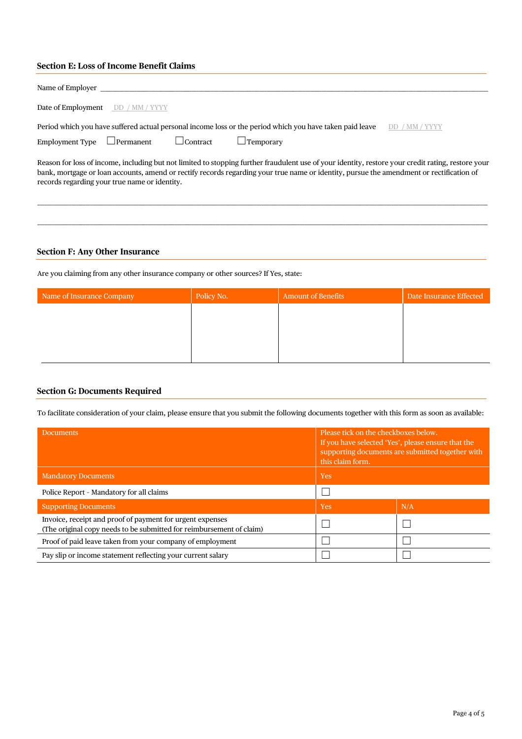## Section E: Loss of Income Benefit Claims

Name of Employer \_\_\_\_\_\_\_\_\_\_\_\_\_\_\_\_\_\_\_\_\_\_\_\_\_\_\_\_\_\_\_\_\_\_\_\_\_\_\_\_\_\_\_\_\_\_\_\_\_\_\_\_\_\_\_\_\_\_\_\_

Date of Employment DD / MM / YYYY

Period which you have suffered actual personal income loss or the period which you have taken paid leave DD / MM / YYYY

Employment Type ☐ Permanent ☐ Contract ☐ Temporary

Reason for loss of income, including but not limited to stopping further fraudulent use of your identity, restore your credit rating, restore your bank, mortgage or loan accounts, amend or rectify records regarding your true name or identity, pursue the amendment or rectification of records regarding your true name or identity.

\_\_\_\_\_\_\_\_\_\_\_\_\_\_\_\_\_\_\_\_\_\_\_\_\_\_\_\_\_\_\_\_\_\_\_\_\_\_\_\_\_\_\_\_\_\_\_\_\_\_\_\_\_\_\_\_\_\_\_\_\_\_\_\_\_\_\_\_\_\_\_\_\_\_

\_\_\_\_\_\_\_\_\_\_\_\_\_\_\_\_\_\_\_\_\_\_\_\_\_\_\_\_\_\_\_\_\_\_\_\_\_\_\_\_\_\_\_\_\_\_\_\_\_\_\_\_\_\_\_\_\_\_\_\_\_\_\_\_\_\_\_\_\_\_\_\_\_\_

## Section F: Any Other Insurance

Are you claiming from any other insurance company or other sources? If Yes, state:

| Name of Insurance Company | Policy No. | Amount of Benefits | Date Insurance Effected |
|---|---|---|---|
| | | | |

## Section G: Documents Required

To facilitate consideration of your claim, please ensure that you submit the following documents together with this form as soon as available:

| Documents | Please tick on the checkboxes below. If you have selected 'Yes', please ensure that the supporting documents are submitted together with this claim form. | |
|---|---|---|
| Mandatory Documents | Yes | |
| Police Report - Mandatory for all claims | ☐ | |
| Supporting Documents | Yes | N/A |
| Invoice, receipt and proof of payment for urgent expenses (The original copy needs to be submitted for reimbursement of claim) | ☐ | ☐ |
| Proof of paid leave taken from your company of employment | ☐ | ☐ |
| Pay slip or income statement reflecting your current salary | ☐ | ☐ |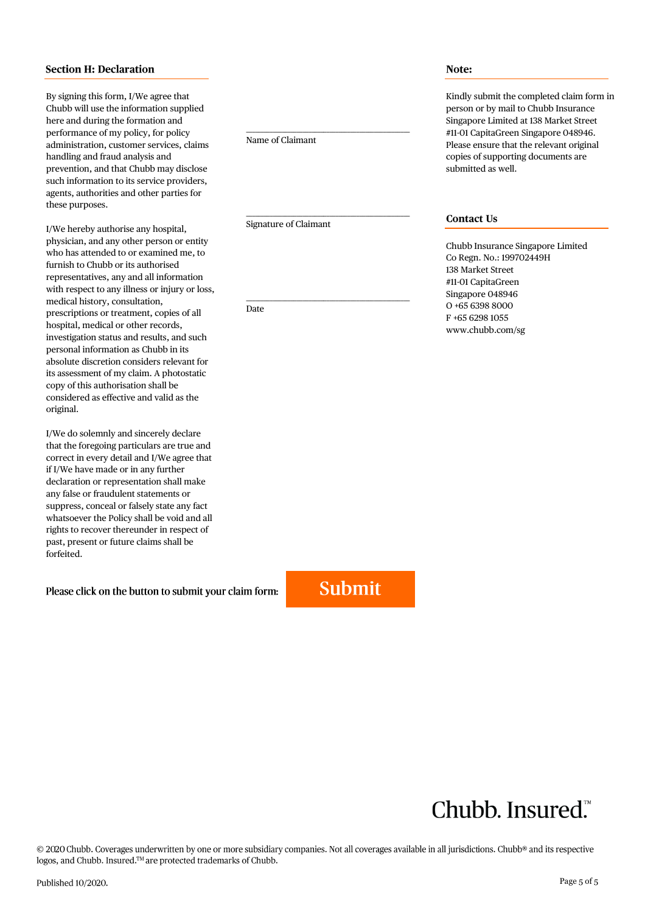## Section H: Declaration

By signing this form, I/We agree that Chubb will use the information supplied here and during the formation and performance of my policy, for policy administration, customer services, claims handling and fraud analysis and prevention, and that Chubb may disclose such information to its service providers, agents, authorities and other parties for these purposes.

I/We hereby authorise any hospital, physician, and any other person or entity who has attended to or examined me, to furnish to Chubb or its authorised representatives, any and all information with respect to any illness or injury or loss, medical history, consultation, prescriptions or treatment, copies of all hospital, medical or other records, investigation status and results, and such personal information as Chubb in its absolute discretion considers relevant for its assessment of my claim. A photostatic copy of this authorisation shall be considered as effective and valid as the original.

I/We do solemnly and sincerely declare that the foregoing particulars are true and correct in every detail and I/We agree that if I/We have made or in any further declaration or representation shall make any false or fraudulent statements or suppress, conceal or falsely state any fact whatsoever the Policy shall be void and all rights to recover thereunder in respect of past, present or future claims shall be forfeited.

\_\_\_\_\_\_\_\_\_\_\_\_\_\_\_\_\_\_\_\_\_\_\_\_\_\_\_\_\_\_\_\_\_\_\_\_
Name of Claimant

\_\_\_\_\_\_\_\_\_\_\_\_\_\_\_\_\_\_\_\_\_\_\_\_\_\_\_\_\_\_\_\_\_\_\_\_
Signature of Claimant

\_\_\_\_\_\_\_\_\_\_\_\_\_\_\_\_\_\_\_\_\_\_\_\_\_\_\_\_\_\_\_\_\_\_\_\_
Date

Please click on the button to submit your claim form: **Submit**

## Note:

Kindly submit the completed claim form in person or by mail to Chubb Insurance Singapore Limited at 138 Market Street #11-01 CapitaGreen Singapore 048946. Please ensure that the relevant original copies of supporting documents are submitted as well.

## Contact Us

Chubb Insurance Singapore Limited
Co Regn. No.: 199702449H
138 Market Street
#11-01 CapitaGreen
Singapore 048946
O +65 6398 8000
F +65 6298 1055
www.chubb.com/sg

Chubb. Insured.™

© 2020 Chubb. Coverages underwritten by one or more subsidiary companies. Not all coverages available in all jurisdictions. Chubb® and its respective logos, and Chubb. Insured.™ are protected trademarks of Chubb.

Published 10/2020.